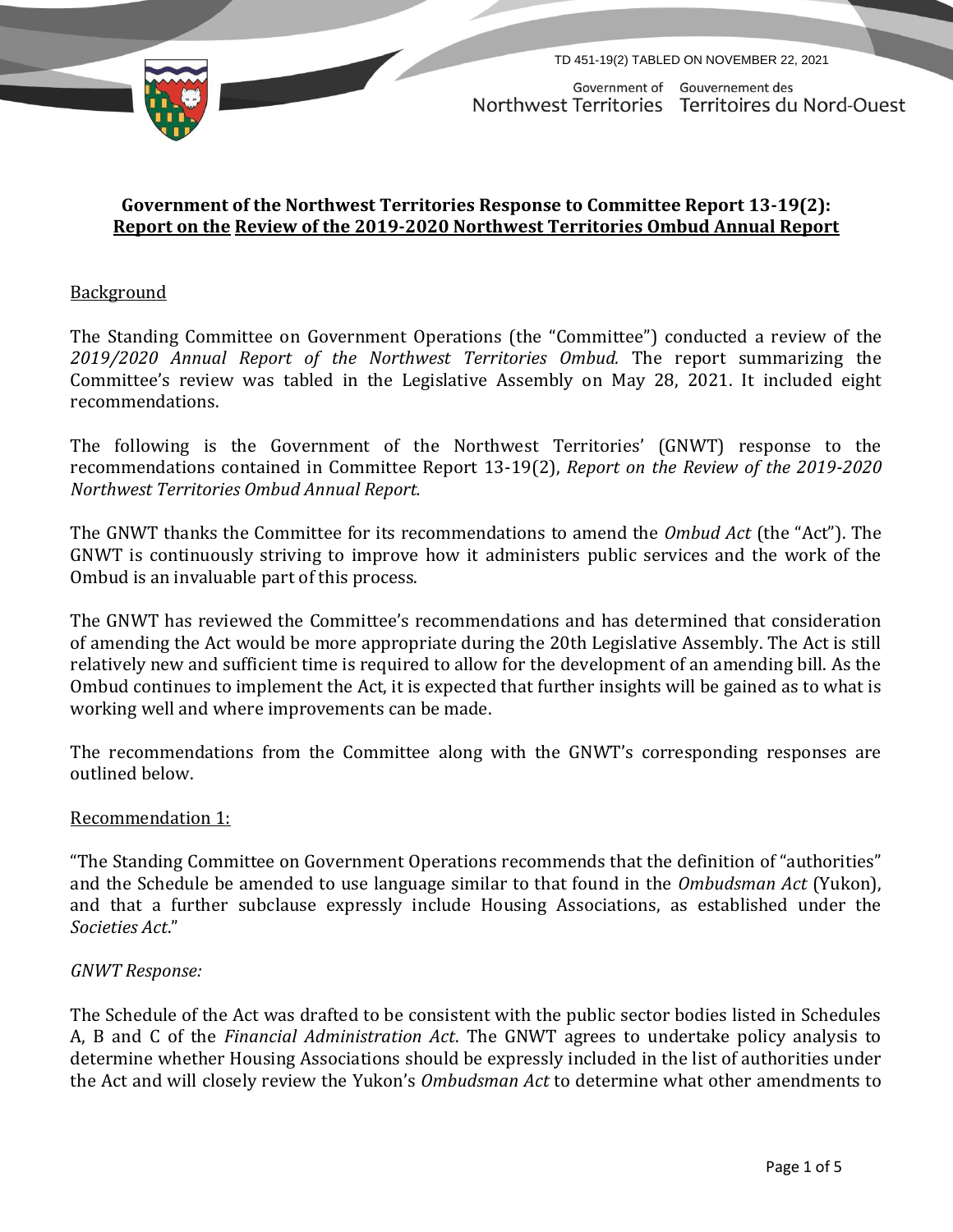TD 451-19(2) TABLED ON NOVEMBER 22, 2021

Government of Northwest Territories | Gouvernement des Territoires du Nord-Ouest

**Government of the Northwest Territories Response to Committee Report 13-19(2): Report on the Review of the 2019-2020 Northwest Territories Ombud Annual Report**

Background

The Standing Committee on Government Operations (the "Committee") conducted a review of the *2019/2020 Annual Report of the Northwest Territories Ombud.* The report summarizing the Committee's review was tabled in the Legislative Assembly on May 28, 2021. It included eight recommendations.

The following is the Government of the Northwest Territories' (GNWT) response to the recommendations contained in Committee Report 13-19(2), *Report on the Review of the 2019-2020 Northwest Territories Ombud Annual Report.*

The GNWT thanks the Committee for its recommendations to amend the *Ombud Act* (the "Act"). The GNWT is continuously striving to improve how it administers public services and the work of the Ombud is an invaluable part of this process.

The GNWT has reviewed the Committee's recommendations and has determined that consideration of amending the Act would be more appropriate during the 20th Legislative Assembly. The Act is still relatively new and sufficient time is required to allow for the development of an amending bill. As the Ombud continues to implement the Act, it is expected that further insights will be gained as to what is working well and where improvements can be made.

The recommendations from the Committee along with the GNWT's corresponding responses are outlined below.

Recommendation 1:

"The Standing Committee on Government Operations recommends that the definition of "authorities" and the Schedule be amended to use language similar to that found in the *Ombudsman Act* (Yukon), and that a further subclause expressly include Housing Associations, as established under the *Societies Act*."

*GNWT Response:*

The Schedule of the Act was drafted to be consistent with the public sector bodies listed in Schedules A, B and C of the *Financial Administration Act*. The GNWT agrees to undertake policy analysis to determine whether Housing Associations should be expressly included in the list of authorities under the Act and will closely review the Yukon's *Ombudsman Act* to determine what other amendments to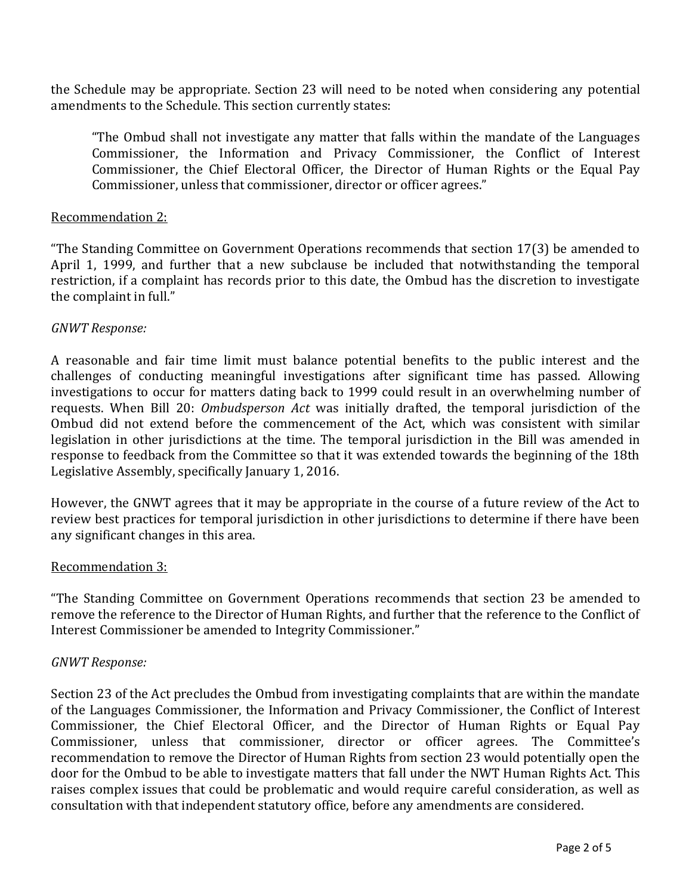the Schedule may be appropriate. Section 23 will need to be noted when considering any potential amendments to the Schedule. This section currently states:

> "The Ombud shall not investigate any matter that falls within the mandate of the Languages Commissioner, the Information and Privacy Commissioner, the Conflict of Interest Commissioner, the Chief Electoral Officer, the Director of Human Rights or the Equal Pay Commissioner, unless that commissioner, director or officer agrees."

<u>Recommendation 2:</u>

"The Standing Committee on Government Operations recommends that section 17(3) be amended to April 1, 1999, and further that a new subclause be included that notwithstanding the temporal restriction, if a complaint has records prior to this date, the Ombud has the discretion to investigate the complaint in full."

*GNWT Response:*

A reasonable and fair time limit must balance potential benefits to the public interest and the challenges of conducting meaningful investigations after significant time has passed. Allowing investigations to occur for matters dating back to 1999 could result in an overwhelming number of requests. When Bill 20: *Ombudsperson Act* was initially drafted, the temporal jurisdiction of the Ombud did not extend before the commencement of the Act, which was consistent with similar legislation in other jurisdictions at the time. The temporal jurisdiction in the Bill was amended in response to feedback from the Committee so that it was extended towards the beginning of the 18th Legislative Assembly, specifically January 1, 2016.

However, the GNWT agrees that it may be appropriate in the course of a future review of the Act to review best practices for temporal jurisdiction in other jurisdictions to determine if there have been any significant changes in this area.

<u>Recommendation 3:</u>

"The Standing Committee on Government Operations recommends that section 23 be amended to remove the reference to the Director of Human Rights, and further that the reference to the Conflict of Interest Commissioner be amended to Integrity Commissioner."

*GNWT Response:*

Section 23 of the Act precludes the Ombud from investigating complaints that are within the mandate of the Languages Commissioner, the Information and Privacy Commissioner, the Conflict of Interest Commissioner, the Chief Electoral Officer, and the Director of Human Rights or Equal Pay Commissioner, unless that commissioner, director or officer agrees. The Committee's recommendation to remove the Director of Human Rights from section 23 would potentially open the door for the Ombud to be able to investigate matters that fall under the NWT Human Rights Act. This raises complex issues that could be problematic and would require careful consideration, as well as consultation with that independent statutory office, before any amendments are considered.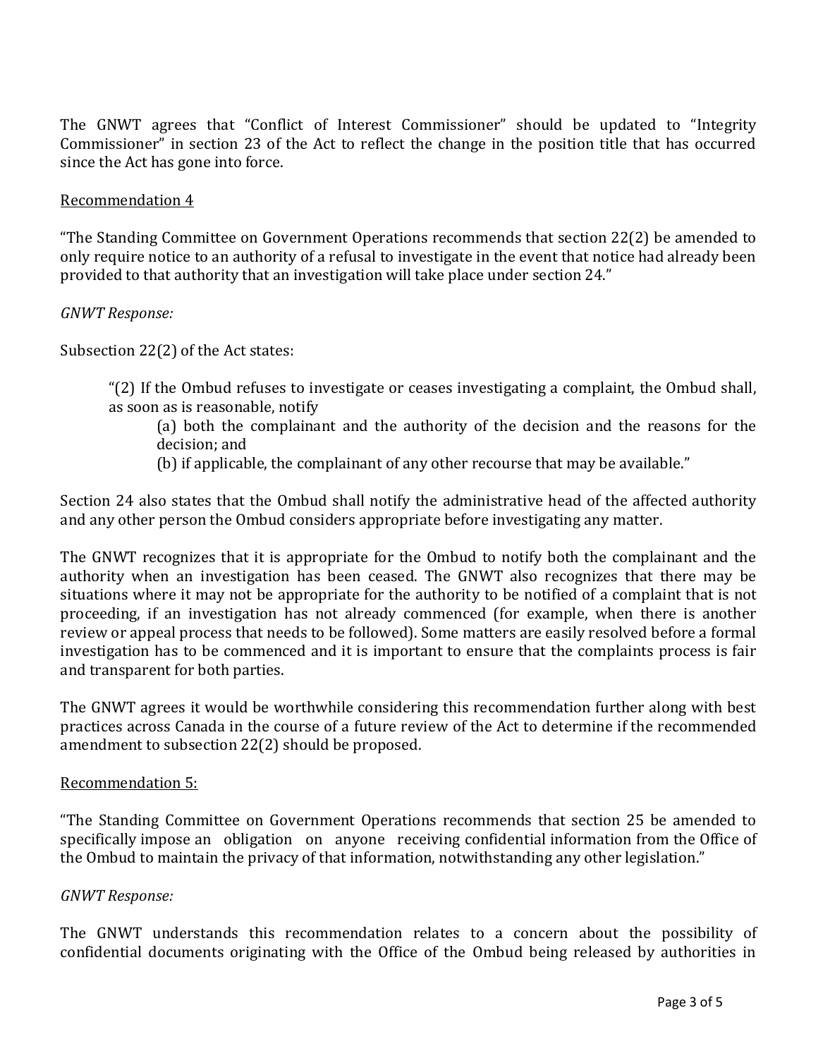The GNWT agrees that “Conflict of Interest Commissioner” should be updated to “Integrity Commissioner” in section 23 of the Act to reflect the change in the position title that has occurred since the Act has gone into force.

Recommendation 4

“The Standing Committee on Government Operations recommends that section 22(2) be amended to only require notice to an authority of a refusal to investigate in the event that notice had already been provided to that authority that an investigation will take place under section 24.”

*GNWT Response:*

Subsection 22(2) of the Act states:

> “(2) If the Ombud refuses to investigate or ceases investigating a complaint, the Ombud shall, as soon as is reasonable, notify
>
> (a) both the complainant and the authority of the decision and the reasons for the decision; and
>
> (b) if applicable, the complainant of any other recourse that may be available.”

Section 24 also states that the Ombud shall notify the administrative head of the affected authority and any other person the Ombud considers appropriate before investigating any matter.

The GNWT recognizes that it is appropriate for the Ombud to notify both the complainant and the authority when an investigation has been ceased. The GNWT also recognizes that there may be situations where it may not be appropriate for the authority to be notified of a complaint that is not proceeding, if an investigation has not already commenced (for example, when there is another review or appeal process that needs to be followed). Some matters are easily resolved before a formal investigation has to be commenced and it is important to ensure that the complaints process is fair and transparent for both parties.

The GNWT agrees it would be worthwhile considering this recommendation further along with best practices across Canada in the course of a future review of the Act to determine if the recommended amendment to subsection 22(2) should be proposed.

Recommendation 5:

“The Standing Committee on Government Operations recommends that section 25 be amended to specifically impose an obligation on anyone receiving confidential information from the Office of the Ombud to maintain the privacy of that information, notwithstanding any other legislation.”

*GNWT Response:*

The GNWT understands this recommendation relates to a concern about the possibility of confidential documents originating with the Office of the Ombud being released by authorities in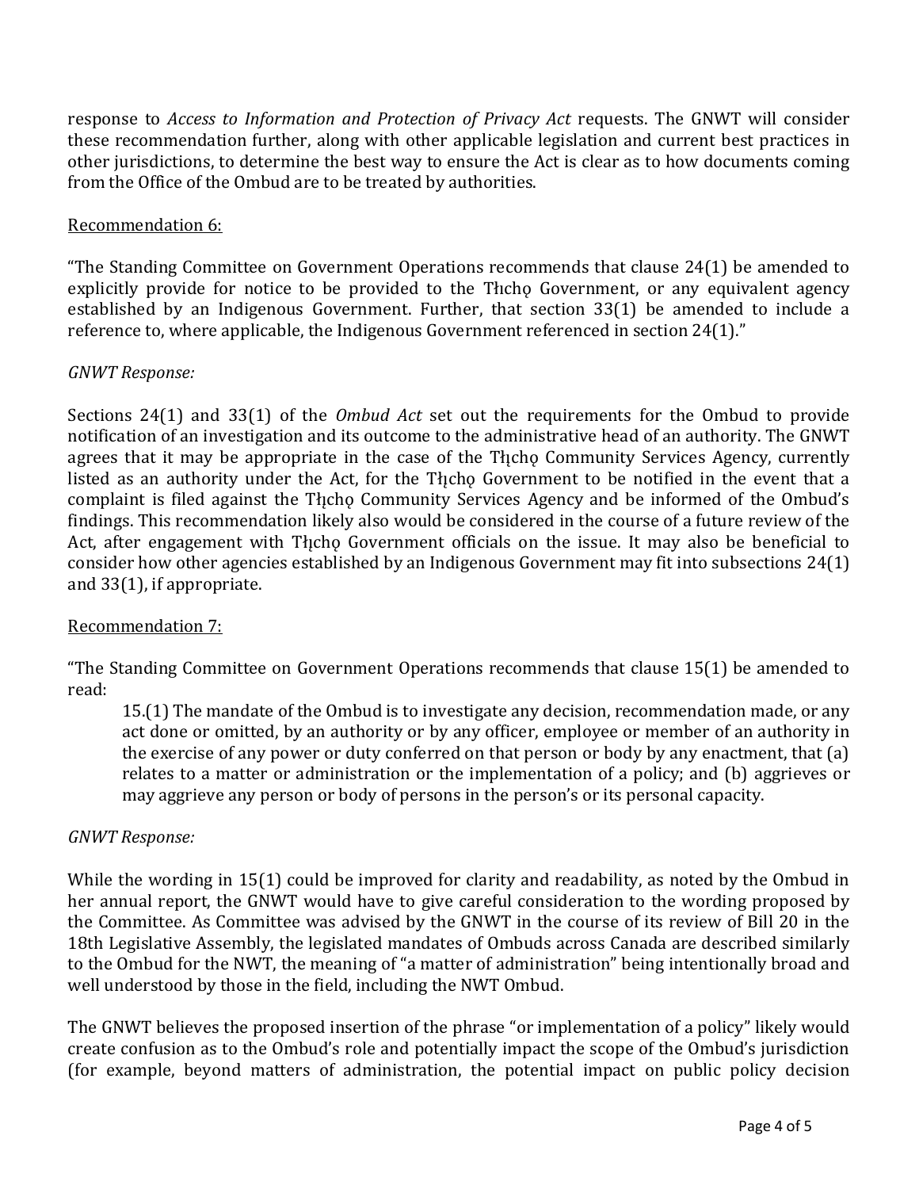response to *Access to Information and Protection of Privacy Act* requests. The GNWT will consider these recommendation further, along with other applicable legislation and current best practices in other jurisdictions, to determine the best way to ensure the Act is clear as to how documents coming from the Office of the Ombud are to be treated by authorities.

Recommendation 6:

"The Standing Committee on Government Operations recommends that clause 24(1) be amended to explicitly provide for notice to be provided to the Tłıchǫ Government, or any equivalent agency established by an Indigenous Government. Further, that section 33(1) be amended to include a reference to, where applicable, the Indigenous Government referenced in section 24(1)."

*GNWT Response:*

Sections 24(1) and 33(1) of the *Ombud Act* set out the requirements for the Ombud to provide notification of an investigation and its outcome to the administrative head of an authority. The GNWT agrees that it may be appropriate in the case of the Tłı̨chǫ Community Services Agency, currently listed as an authority under the Act, for the Tłı̨chǫ Government to be notified in the event that a complaint is filed against the Tłı̨chǫ Community Services Agency and be informed of the Ombud's findings. This recommendation likely also would be considered in the course of a future review of the Act, after engagement with Tłı̨chǫ Government officials on the issue. It may also be beneficial to consider how other agencies established by an Indigenous Government may fit into subsections 24(1) and 33(1), if appropriate.

Recommendation 7:

"The Standing Committee on Government Operations recommends that clause 15(1) be amended to read:

> 15.(1) The mandate of the Ombud is to investigate any decision, recommendation made, or any act done or omitted, by an authority or by any officer, employee or member of an authority in the exercise of any power or duty conferred on that person or body by any enactment, that (a) relates to a matter or administration or the implementation of a policy; and (b) aggrieves or may aggrieve any person or body of persons in the person's or its personal capacity.

*GNWT Response:*

While the wording in 15(1) could be improved for clarity and readability, as noted by the Ombud in her annual report, the GNWT would have to give careful consideration to the wording proposed by the Committee. As Committee was advised by the GNWT in the course of its review of Bill 20 in the 18th Legislative Assembly, the legislated mandates of Ombuds across Canada are described similarly to the Ombud for the NWT, the meaning of "a matter of administration" being intentionally broad and well understood by those in the field, including the NWT Ombud.

The GNWT believes the proposed insertion of the phrase "or implementation of a policy" likely would create confusion as to the Ombud's role and potentially impact the scope of the Ombud's jurisdiction (for example, beyond matters of administration, the potential impact on public policy decision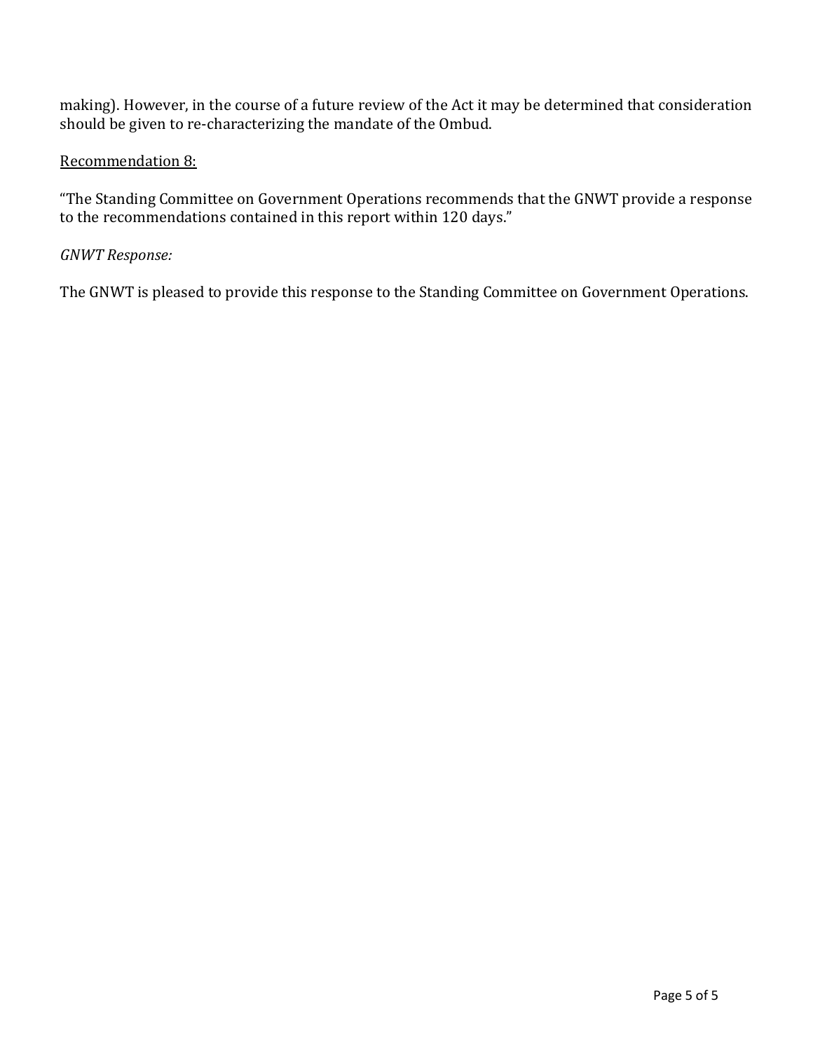making). However, in the course of a future review of the Act it may be determined that consideration should be given to re-characterizing the mandate of the Ombud.

<u>Recommendation 8:</u>

"The Standing Committee on Government Operations recommends that the GNWT provide a response to the recommendations contained in this report within 120 days."

*GNWT Response:*

The GNWT is pleased to provide this response to the Standing Committee on Government Operations.